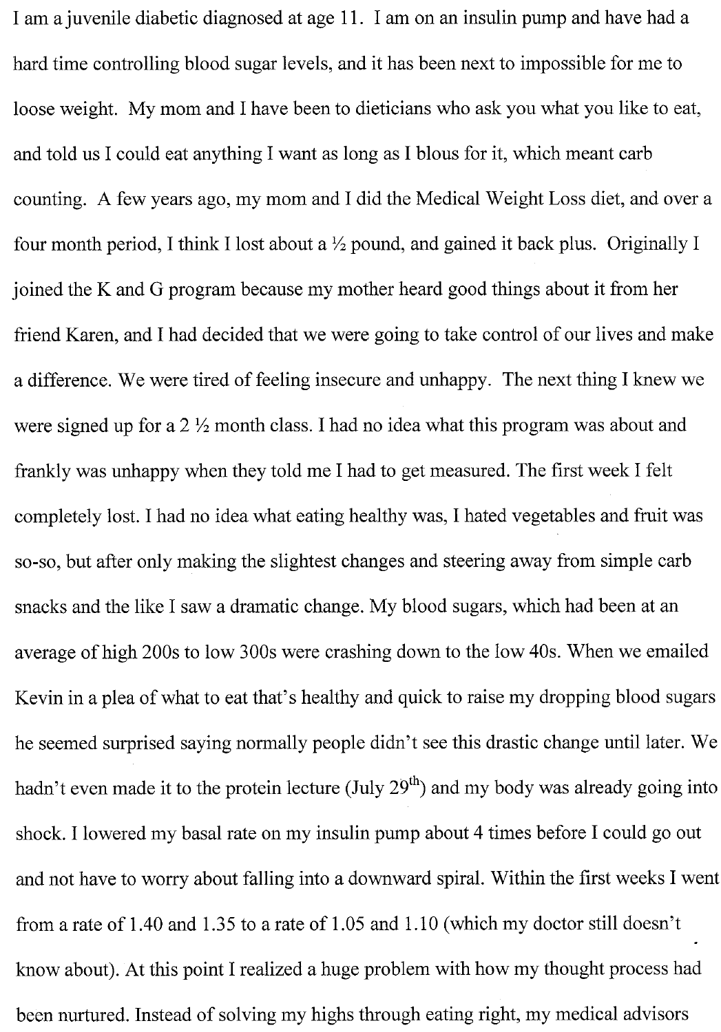I am a juvenile diabetic diagnosed at age 11. I am on an insulin pump and have had a hard time controlling blood sugar levels, and it has been next to impossible for me to loose weight. My mom and I have been to dieticians who ask you what you like to eat, and told us I could eat anything I want as long as I blous for it, which meant carb counting. A few years ago, my mom and I did the Medical Weight Loss diet, and over a four month period, I think I lost about a ½ pound, and gained it back plus. Originally I joined the K and G program because my mother heard good things about it from her friend Karen, and I had decided that we were going to take control of our lives and make a difference. We were tired of feeling insecure and unhappy. The next thing I knew we were signed up for a 2 ½ month class. I had no idea what this program was about and frankly was unhappy when they told me I had to get measured. The first week I felt completely lost. I had no idea what eating healthy was, I hated vegetables and fruit was so-so, but after only making the slightest changes and steering away from simple carb snacks and the like I saw a dramatic change. My blood sugars, which had been at an average of high 200s to low 300s were crashing down to the low 40s. When we emailed Kevin in a plea of what to eat that's healthy and quick to raise my dropping blood sugars he seemed surprised saying normally people didn't see this drastic change until later. We hadn't even made it to the protein lecture (July 29th) and my body was already going into shock. I lowered my basal rate on my insulin pump about 4 times before I could go out and not have to worry about falling into a downward spiral. Within the first weeks I went from a rate of 1.40 and 1.35 to a rate of 1.05 and 1.10 (which my doctor still doesn't know about). At this point I realized a huge problem with how my thought process had been nurtured. Instead of solving my highs through eating right, my medical advisors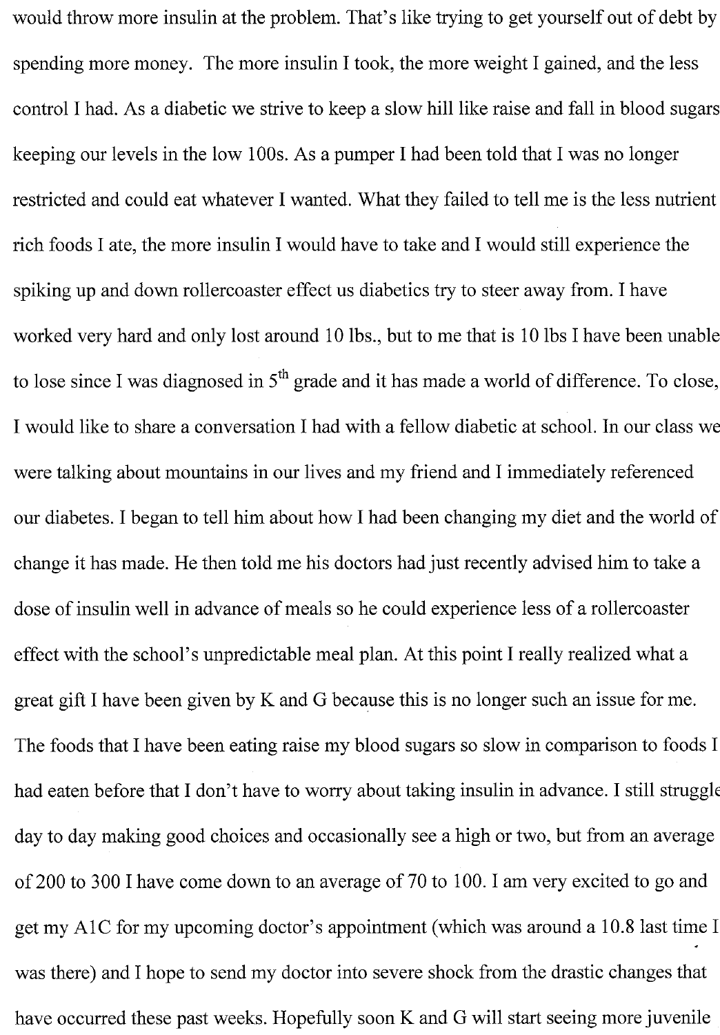would throw more insulin at the problem. That's like trying to get yourself out of debt by spending more money. The more insulin I took, the more weight I gained, and the less control I had. As a diabetic we strive to keep a slow hill like raise and fall in blood sugars keeping our levels in the low 100s. As a pumper I had been told that I was no longer restricted and could eat whatever I wanted. What they failed to tell me is the less nutrient rich foods I ate, the more insulin I would have to take and I would still experience the spiking up and down rollercoaster effect us diabetics try to steer away from. I have worked very hard and only lost around 10 lbs., but to me that is 10 lbs I have been unable to lose since I was diagnosed in 5th grade and it has made a world of difference. To close, I would like to share a conversation I had with a fellow diabetic at school. In our class we were talking about mountains in our lives and my friend and I immediately referenced our diabetes. I began to tell him about how I had been changing my diet and the world of change it has made. He then told me his doctors had just recently advised him to take a dose of insulin well in advance of meals so he could experience less of a rollercoaster effect with the school's unpredictable meal plan. At this point I really realized what a great gift I have been given by K and G because this is no longer such an issue for me. The foods that I have been eating raise my blood sugars so slow in comparison to foods I had eaten before that I don't have to worry about taking insulin in advance. I still struggle day to day making good choices and occasionally see a high or two, but from an average of 200 to 300 I have come down to an average of 70 to 100. I am very excited to go and get my A1C for my upcoming doctor's appointment (which was around a 10.8 last time I was there) and I hope to send my doctor into severe shock from the drastic changes that have occurred these past weeks. Hopefully soon K and G will start seeing more juvenile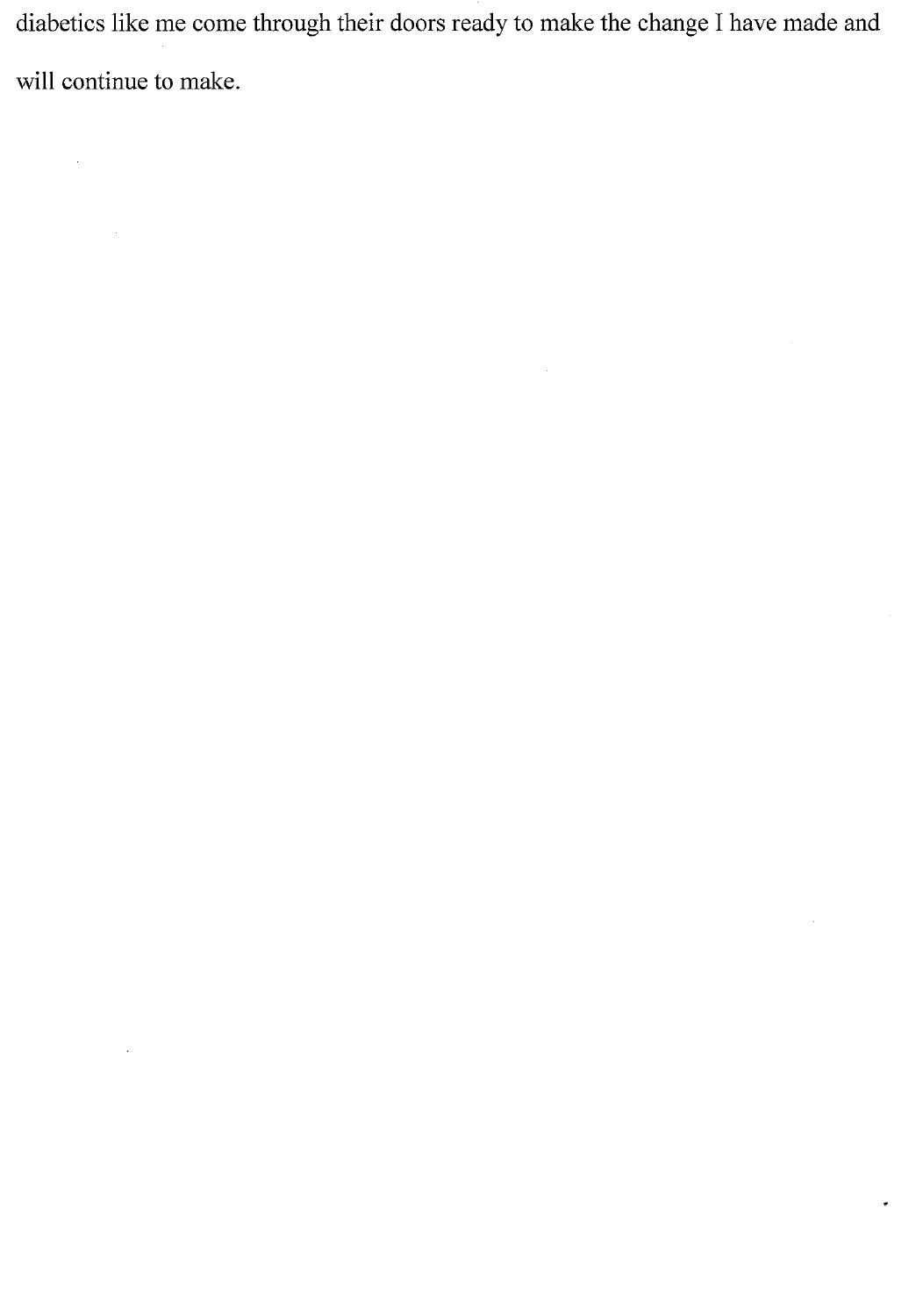diabetics like me come through their doors ready to make the change I have made and will continue to make.